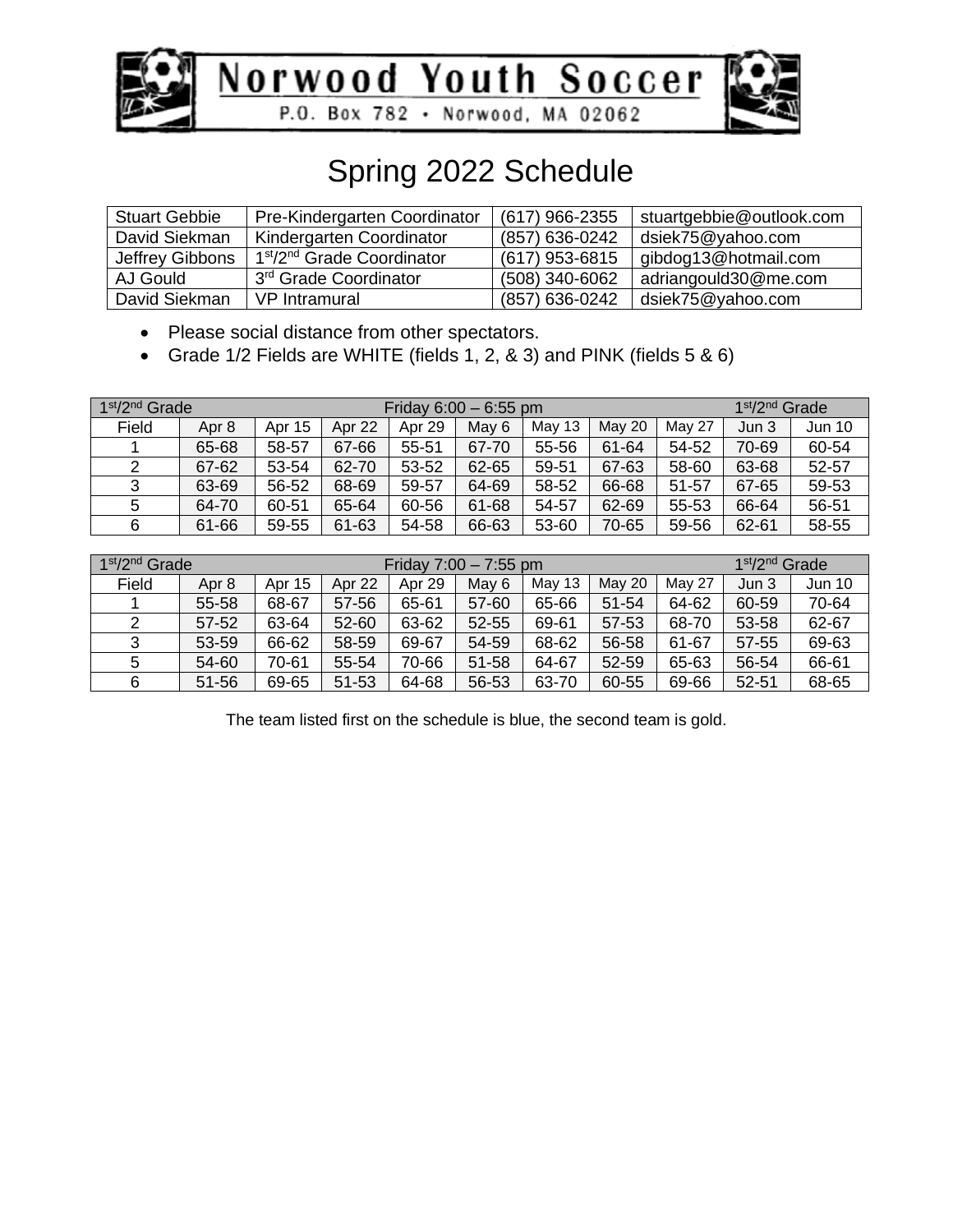# Norwood Youth Soccer

P.O. Box 782 • Norwood, MA 02062

## Spring 2022 Schedule

| Stuart Gebbie | Pre-Kindergarten Coordinator | (617) 966-2355 | stuartgebbie@outlook.com |
|---|---|---|---|
| David Siekman | Kindergarten Coordinator | (857) 636-0242 | dsiek75@yahoo.com |
| Jeffrey Gibbons | 1st/2nd Grade Coordinator | (617) 953-6815 | gibdog13@hotmail.com |
| AJ Gould | 3rd Grade Coordinator | (508) 340-6062 | adriangould30@me.com |
| David Siekman | VP Intramural | (857) 636-0242 | dsiek75@yahoo.com |

- Please social distance from other spectators.
- Grade 1/2 Fields are WHITE (fields 1, 2, & 3) and PINK (fields 5 & 6)

| 1st/2nd Grade | | | | Friday 6:00 – 6:55 pm | | | | | 1st/2nd Grade | |
|---|---|---|---|---|---|---|---|---|---|---|
| Field | Apr 8 | Apr 15 | Apr 22 | Apr 29 | May 6 | May 13 | May 20 | May 27 | Jun 3 | Jun 10 |
| 1 | 65-68 | 58-57 | 67-66 | 55-51 | 67-70 | 55-56 | 61-64 | 54-52 | 70-69 | 60-54 |
| 2 | 67-62 | 53-54 | 62-70 | 53-52 | 62-65 | 59-51 | 67-63 | 58-60 | 63-68 | 52-57 |
| 3 | 63-69 | 56-52 | 68-69 | 59-57 | 64-69 | 58-52 | 66-68 | 51-57 | 67-65 | 59-53 |
| 5 | 64-70 | 60-51 | 65-64 | 60-56 | 61-68 | 54-57 | 62-69 | 55-53 | 66-64 | 56-51 |
| 6 | 61-66 | 59-55 | 61-63 | 54-58 | 66-63 | 53-60 | 70-65 | 59-56 | 62-61 | 58-55 |

| 1st/2nd Grade | | | | Friday 7:00 – 7:55 pm | | | | | 1st/2nd Grade | |
|---|---|---|---|---|---|---|---|---|---|---|
| Field | Apr 8 | Apr 15 | Apr 22 | Apr 29 | May 6 | May 13 | May 20 | May 27 | Jun 3 | Jun 10 |
| 1 | 55-58 | 68-67 | 57-56 | 65-61 | 57-60 | 65-66 | 51-54 | 64-62 | 60-59 | 70-64 |
| 2 | 57-52 | 63-64 | 52-60 | 63-62 | 52-55 | 69-61 | 57-53 | 68-70 | 53-58 | 62-67 |
| 3 | 53-59 | 66-62 | 58-59 | 69-67 | 54-59 | 68-62 | 56-58 | 61-67 | 57-55 | 69-63 |
| 5 | 54-60 | 70-61 | 55-54 | 70-66 | 51-58 | 64-67 | 52-59 | 65-63 | 56-54 | 66-61 |
| 6 | 51-56 | 69-65 | 51-53 | 64-68 | 56-53 | 63-70 | 60-55 | 69-66 | 52-51 | 68-65 |

The team listed first on the schedule is blue, the second team is gold.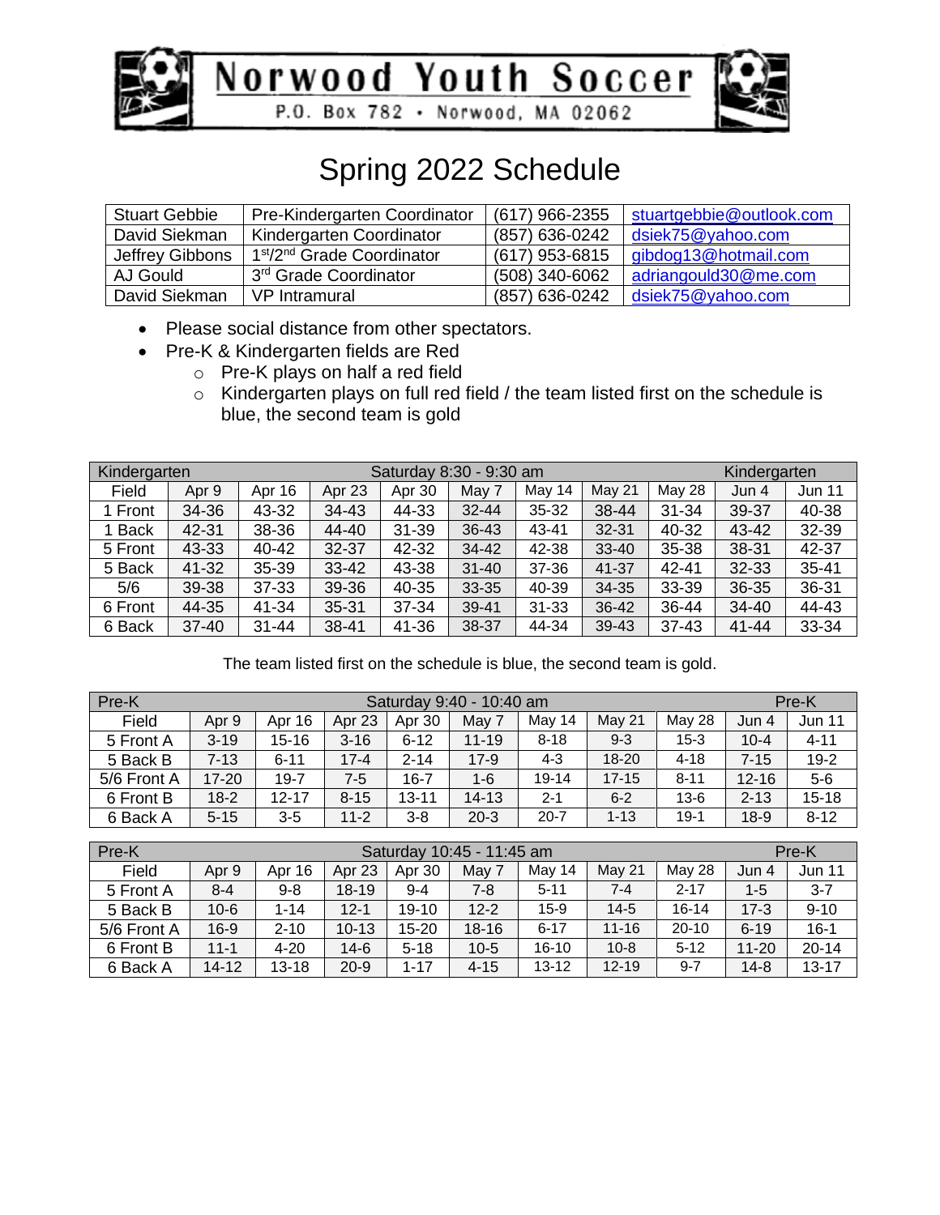# Norwood Youth Soccer

P.O. Box 782 • Norwood, MA 02062

## Spring 2022 Schedule

| Stuart Gebbie | Pre-Kindergarten Coordinator | (617) 966-2355 | stuartgebbie@outlook.com |
|---|---|---|---|
| David Siekman | Kindergarten Coordinator | (857) 636-0242 | dsiek75@yahoo.com |
| Jeffrey Gibbons | 1st/2nd Grade Coordinator | (617) 953-6815 | gibdog13@hotmail.com |
| AJ Gould | 3rd Grade Coordinator | (508) 340-6062 | adriangould30@me.com |
| David Siekman | VP Intramural | (857) 636-0242 | dsiek75@yahoo.com |

- Please social distance from other spectators.
- Pre-K & Kindergarten fields are Red
  - Pre-K plays on half a red field
  - Kindergarten plays on full red field / the team listed first on the schedule is blue, the second team is gold

| Kindergarten | | | | Saturday 8:30 - 9:30 am | | | | | Kindergarten | |
|---|---|---|---|---|---|---|---|---|---|---|
| Field | Apr 9 | Apr 16 | Apr 23 | Apr 30 | May 7 | May 14 | May 21 | May 28 | Jun 4 | Jun 11 |
| 1 Front | 34-36 | 43-32 | 34-43 | 44-33 | 32-44 | 35-32 | 38-44 | 31-34 | 39-37 | 40-38 |
| 1 Back | 42-31 | 38-36 | 44-40 | 31-39 | 36-43 | 43-41 | 32-31 | 40-32 | 43-42 | 32-39 |
| 5 Front | 43-33 | 40-42 | 32-37 | 42-32 | 34-42 | 42-38 | 33-40 | 35-38 | 38-31 | 42-37 |
| 5 Back | 41-32 | 35-39 | 33-42 | 43-38 | 31-40 | 37-36 | 41-37 | 42-41 | 32-33 | 35-41 |
| 5/6 | 39-38 | 37-33 | 39-36 | 40-35 | 33-35 | 40-39 | 34-35 | 33-39 | 36-35 | 36-31 |
| 6 Front | 44-35 | 41-34 | 35-31 | 37-34 | 39-41 | 31-33 | 36-42 | 36-44 | 34-40 | 44-43 |
| 6 Back | 37-40 | 31-44 | 38-41 | 41-36 | 38-37 | 44-34 | 39-43 | 37-43 | 41-44 | 33-34 |

The team listed first on the schedule is blue, the second team is gold.

| Pre-K | | | | Saturday 9:40 - 10:40 am | | | | | Pre-K | |
|---|---|---|---|---|---|---|---|---|---|---|
| Field | Apr 9 | Apr 16 | Apr 23 | Apr 30 | May 7 | May 14 | May 21 | May 28 | Jun 4 | Jun 11 |
| 5 Front A | 3-19 | 15-16 | 3-16 | 6-12 | 11-19 | 8-18 | 9-3 | 15-3 | 10-4 | 4-11 |
| 5 Back B | 7-13 | 6-11 | 17-4 | 2-14 | 17-9 | 4-3 | 18-20 | 4-18 | 7-15 | 19-2 |
| 5/6 Front A | 17-20 | 19-7 | 7-5 | 16-7 | 1-6 | 19-14 | 17-15 | 8-11 | 12-16 | 5-6 |
| 6 Front B | 18-2 | 12-17 | 8-15 | 13-11 | 14-13 | 2-1 | 6-2 | 13-6 | 2-13 | 15-18 |
| 6 Back A | 5-15 | 3-5 | 11-2 | 3-8 | 20-3 | 20-7 | 1-13 | 19-1 | 18-9 | 8-12 |

| Pre-K | | | | Saturday 10:45 - 11:45 am | | | | | Pre-K | |
|---|---|---|---|---|---|---|---|---|---|---|
| Field | Apr 9 | Apr 16 | Apr 23 | Apr 30 | May 7 | May 14 | May 21 | May 28 | Jun 4 | Jun 11 |
| 5 Front A | 8-4 | 9-8 | 18-19 | 9-4 | 7-8 | 5-11 | 7-4 | 2-17 | 1-5 | 3-7 |
| 5 Back B | 10-6 | 1-14 | 12-1 | 19-10 | 12-2 | 15-9 | 14-5 | 16-14 | 17-3 | 9-10 |
| 5/6 Front A | 16-9 | 2-10 | 10-13 | 15-20 | 18-16 | 6-17 | 11-16 | 20-10 | 6-19 | 16-1 |
| 6 Front B | 11-1 | 4-20 | 14-6 | 5-18 | 10-5 | 16-10 | 10-8 | 5-12 | 11-20 | 20-14 |
| 6 Back A | 14-12 | 13-18 | 20-9 | 1-17 | 4-15 | 13-12 | 12-19 | 9-7 | 14-8 | 13-17 |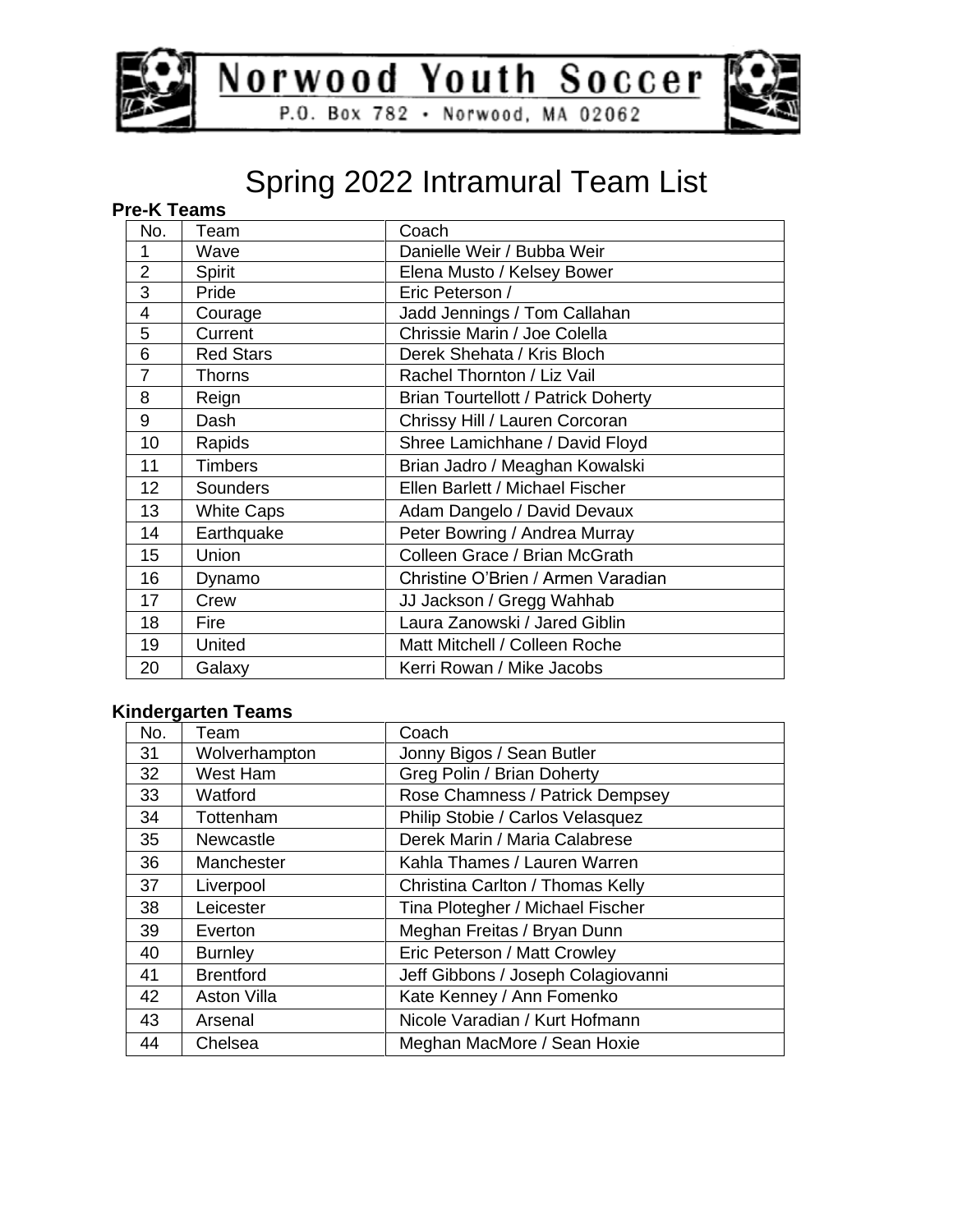# Norwood Youth Soccer

P.O. Box 782 • Norwood, MA 02062

## Spring 2022 Intramural Team List

**Pre-K Teams**

| No. | Team | Coach |
|---|---|---|
| 1 | Wave | Danielle Weir / Bubba Weir |
| 2 | Spirit | Elena Musto / Kelsey Bower |
| 3 | Pride | Eric Peterson / |
| 4 | Courage | Jadd Jennings / Tom Callahan |
| 5 | Current | Chrissie Marin / Joe Colella |
| 6 | Red Stars | Derek Shehata / Kris Bloch |
| 7 | Thorns | Rachel Thornton / Liz Vail |
| 8 | Reign | Brian Tourtellott / Patrick Doherty |
| 9 | Dash | Chrissy Hill / Lauren Corcoran |
| 10 | Rapids | Shree Lamichhane / David Floyd |
| 11 | Timbers | Brian Jadro / Meaghan Kowalski |
| 12 | Sounders | Ellen Barlett / Michael Fischer |
| 13 | White Caps | Adam Dangelo / David Devaux |
| 14 | Earthquake | Peter Bowring / Andrea Murray |
| 15 | Union | Colleen Grace / Brian McGrath |
| 16 | Dynamo | Christine O'Brien / Armen Varadian |
| 17 | Crew | JJ Jackson / Gregg Wahhab |
| 18 | Fire | Laura Zanowski / Jared Giblin |
| 19 | United | Matt Mitchell / Colleen Roche |
| 20 | Galaxy | Kerri Rowan / Mike Jacobs |

**Kindergarten Teams**

| No. | Team | Coach |
|---|---|---|
| 31 | Wolverhampton | Jonny Bigos / Sean Butler |
| 32 | West Ham | Greg Polin / Brian Doherty |
| 33 | Watford | Rose Chamness / Patrick Dempsey |
| 34 | Tottenham | Philip Stobie / Carlos Velasquez |
| 35 | Newcastle | Derek Marin / Maria Calabrese |
| 36 | Manchester | Kahla Thames / Lauren Warren |
| 37 | Liverpool | Christina Carlton / Thomas Kelly |
| 38 | Leicester | Tina Plotegher / Michael Fischer |
| 39 | Everton | Meghan Freitas / Bryan Dunn |
| 40 | Burnley | Eric Peterson / Matt Crowley |
| 41 | Brentford | Jeff Gibbons / Joseph Colagiovanni |
| 42 | Aston Villa | Kate Kenney / Ann Fomenko |
| 43 | Arsenal | Nicole Varadian / Kurt Hofmann |
| 44 | Chelsea | Meghan MacMore / Sean Hoxie |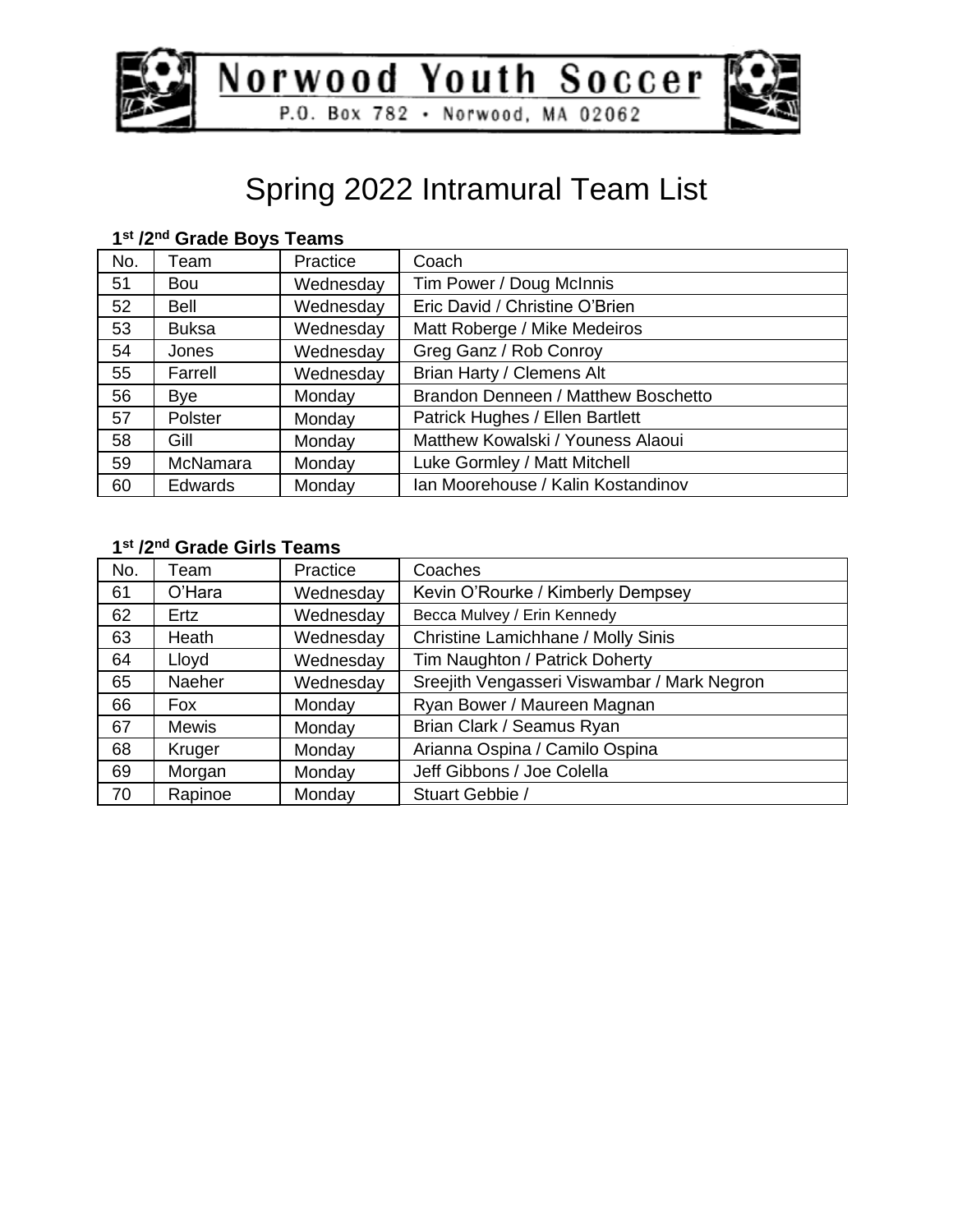Norwood Youth Soccer

P.O. Box 782 • Norwood, MA 02062

# Spring 2022 Intramural Team List

**1st /2nd Grade Boys Teams**

| No. | Team | Practice | Coach |
|---|---|---|---|
| 51 | Bou | Wednesday | Tim Power / Doug McInnis |
| 52 | Bell | Wednesday | Eric David / Christine O'Brien |
| 53 | Buksa | Wednesday | Matt Roberge / Mike Medeiros |
| 54 | Jones | Wednesday | Greg Ganz / Rob Conroy |
| 55 | Farrell | Wednesday | Brian Harty / Clemens Alt |
| 56 | Bye | Monday | Brandon Denneen / Matthew Boschetto |
| 57 | Polster | Monday | Patrick Hughes / Ellen Bartlett |
| 58 | Gill | Monday | Matthew Kowalski / Youness Alaoui |
| 59 | McNamara | Monday | Luke Gormley / Matt Mitchell |
| 60 | Edwards | Monday | Ian Moorehouse / Kalin Kostandinov |

**1st /2nd Grade Girls Teams**

| No. | Team | Practice | Coaches |
|---|---|---|---|
| 61 | O'Hara | Wednesday | Kevin O'Rourke / Kimberly Dempsey |
| 62 | Ertz | Wednesday | Becca Mulvey / Erin Kennedy |
| 63 | Heath | Wednesday | Christine Lamichhane / Molly Sinis |
| 64 | Lloyd | Wednesday | Tim Naughton / Patrick Doherty |
| 65 | Naeher | Wednesday | Sreejith Vengasseri Viswambar / Mark Negron |
| 66 | Fox | Monday | Ryan Bower / Maureen Magnan |
| 67 | Mewis | Monday | Brian Clark / Seamus Ryan |
| 68 | Kruger | Monday | Arianna Ospina / Camilo Ospina |
| 69 | Morgan | Monday | Jeff Gibbons / Joe Colella |
| 70 | Rapinoe | Monday | Stuart Gebbie / |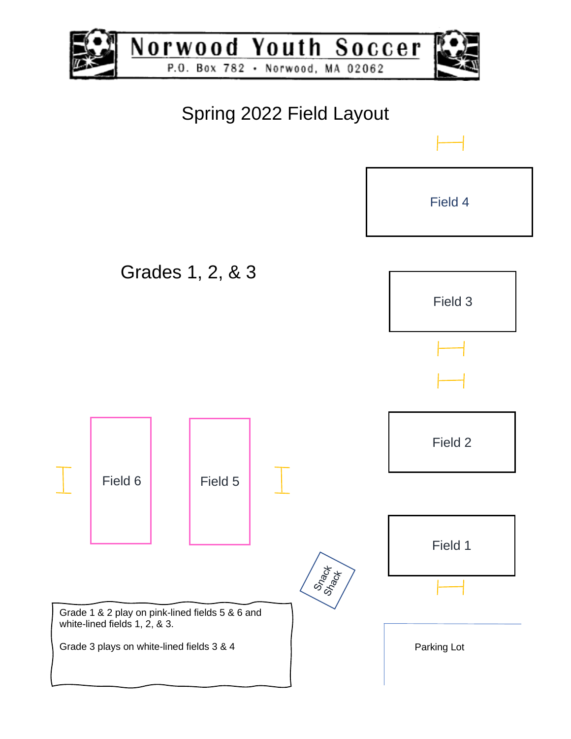# Norwood Youth Soccer

P.O. Box 782 • Norwood, MA 02062

## Spring 2022 Field Layout

Field 4

Grades 1, 2, & 3

Field 3

Field 2

Field 6

Field 5

Field 1

Snack Shack

Grade 1 & 2 play on pink-lined fields 5 & 6 and white-lined fields 1, 2, & 3.

Grade 3 plays on white-lined fields 3 & 4

Parking Lot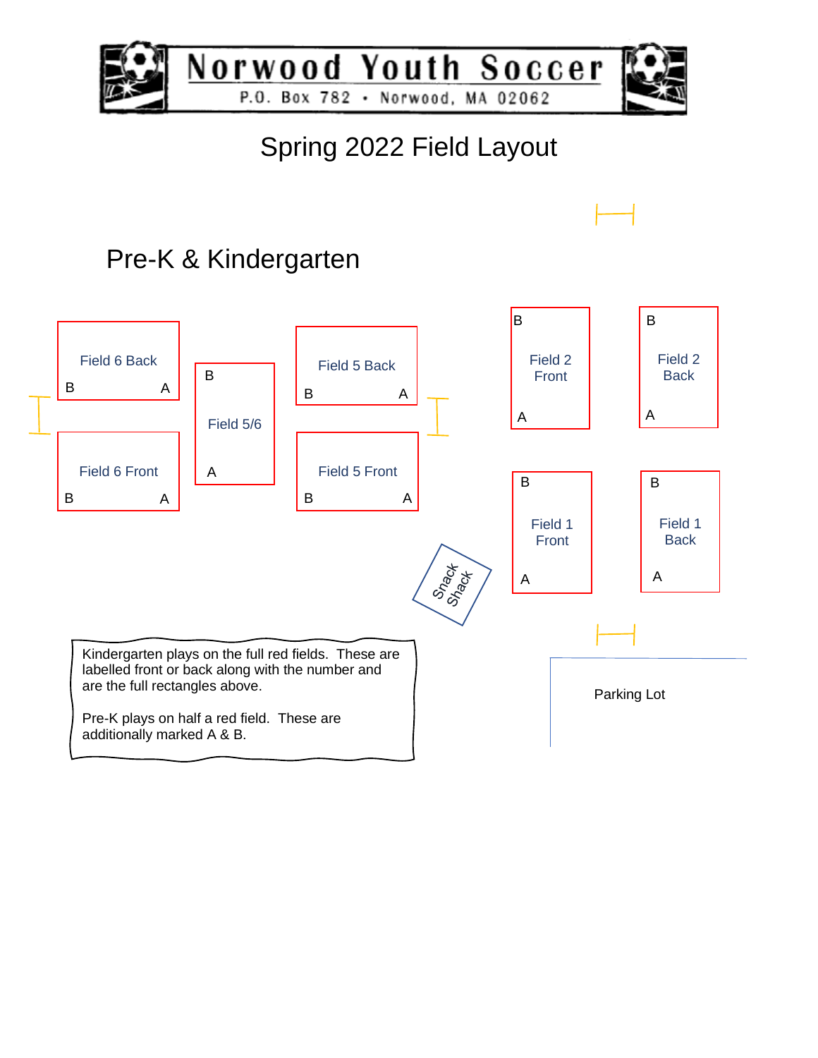# Norwood Youth Soccer

P.O. Box 782 • Norwood, MA 02062

## Spring 2022 Field Layout

### Pre-K & Kindergarten

Field 6 Back
B A

Field 5/6
B
A

Field 5 Back
B A

Field 6 Front
B A

Field 5 Front
B A

Field 2 Front
B
A

Field 2 Back
B
A

Field 1 Front
B
A

Field 1 Back
B
A

Snack Shack

Parking Lot

Kindergarten plays on the full red fields. These are labelled front or back along with the number and are the full rectangles above.

Pre-K plays on half a red field. These are additionally marked A & B.